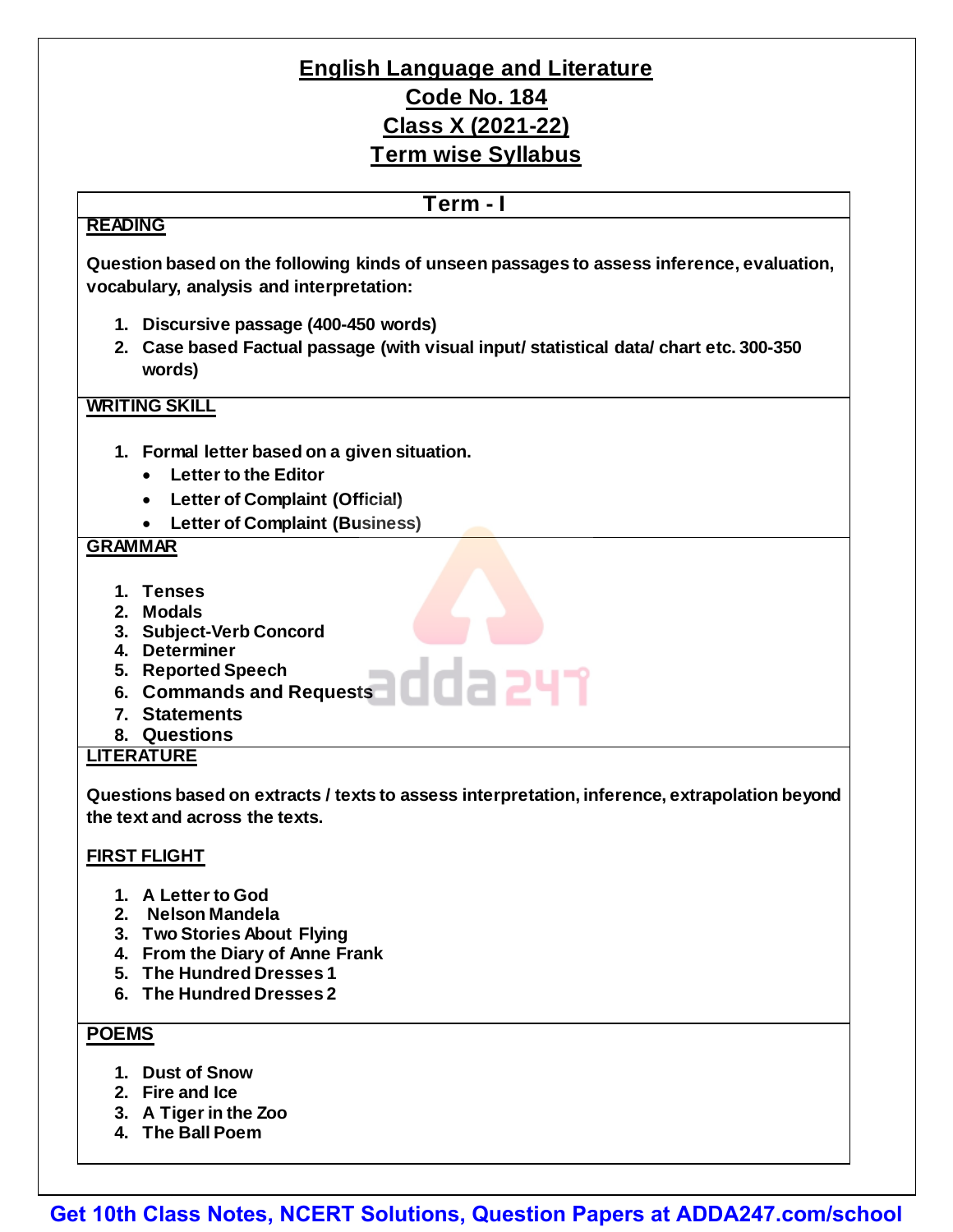# English Language and Literature

## Code No. 184

## Class X (2021-22)

## Term wise Syllabus

### Term - I

**READING**

**Question based on the following kinds of unseen passages to assess inference, evaluation, vocabulary, analysis and interpretation:**

1. **Discursive passage (400-450 words)**
2. **Case based Factual passage (with visual input/ statistical data/ chart etc. 300-350 words)**

**WRITING SKILL**

1. **Formal letter based on a given situation.**
   - **Letter to the Editor**
   - **Letter of Complaint (Official)**
   - **Letter of Complaint (Business)**

**GRAMMAR**

1. **Tenses**
2. **Modals**
3. **Subject-Verb Concord**
4. **Determiner**
5. **Reported Speech**
6. **Commands and Requests**
7. **Statements**
8. **Questions**

**LITERATURE**

**Questions based on extracts / texts to assess interpretation, inference, extrapolation beyond the text and across the texts.**

**FIRST FLIGHT**

1. **A Letter to God**
2. **Nelson Mandela**
3. **Two Stories About Flying**
4. **From the Diary of Anne Frank**
5. **The Hundred Dresses 1**
6. **The Hundred Dresses 2**

**POEMS**

1. **Dust of Snow**
2. **Fire and Ice**
3. **A Tiger in the Zoo**
4. **The Ball Poem**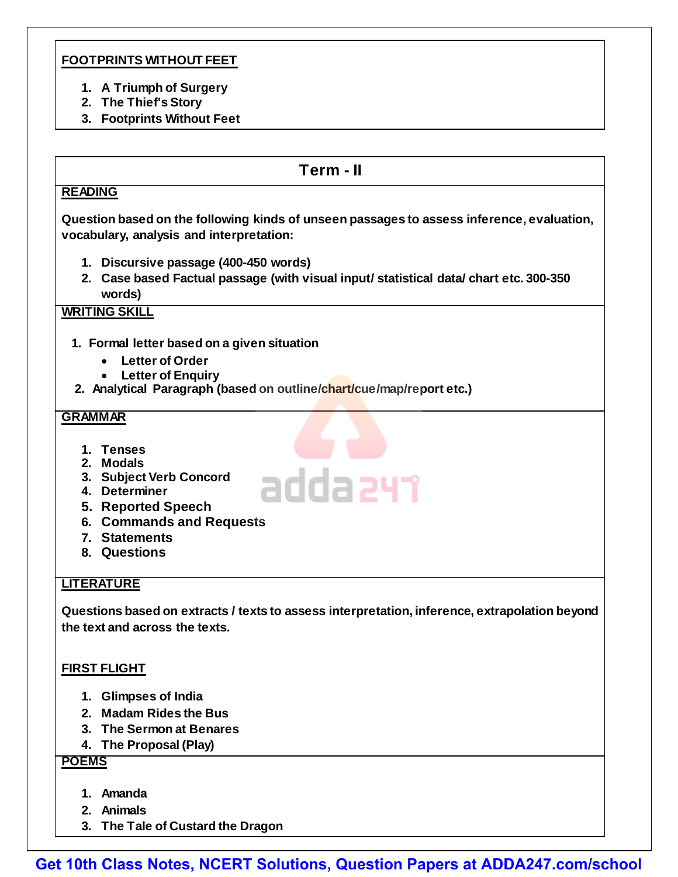**FOOTPRINTS WITHOUT FEET**

1. A Triumph of Surgery
2. The Thief's Story
3. Footprints Without Feet

## Term - II

**READING**

Question based on the following kinds of unseen passages to assess inference, evaluation, vocabulary, analysis and interpretation:

1. Discursive passage (400-450 words)
2. Case based Factual passage (with visual input/ statistical data/ chart etc. 300-350 words)

**WRITING SKILL**

1. Formal letter based on a given situation
   - Letter of Order
   - Letter of Enquiry
2. Analytical Paragraph (based on outline/chart/cue/map/report etc.)

**GRAMMAR**

1. Tenses
2. Modals
3. Subject Verb Concord
4. Determiner
5. Reported Speech
6. Commands and Requests
7. Statements
8. Questions

**LITERATURE**

Questions based on extracts / texts to assess interpretation, inference, extrapolation beyond the text and across the texts.

**FIRST FLIGHT**

1. Glimpses of India
2. Madam Rides the Bus
3. The Sermon at Benares
4. The Proposal (Play)

**POEMS**

1. Amanda
2. Animals
3. The Tale of Custard the Dragon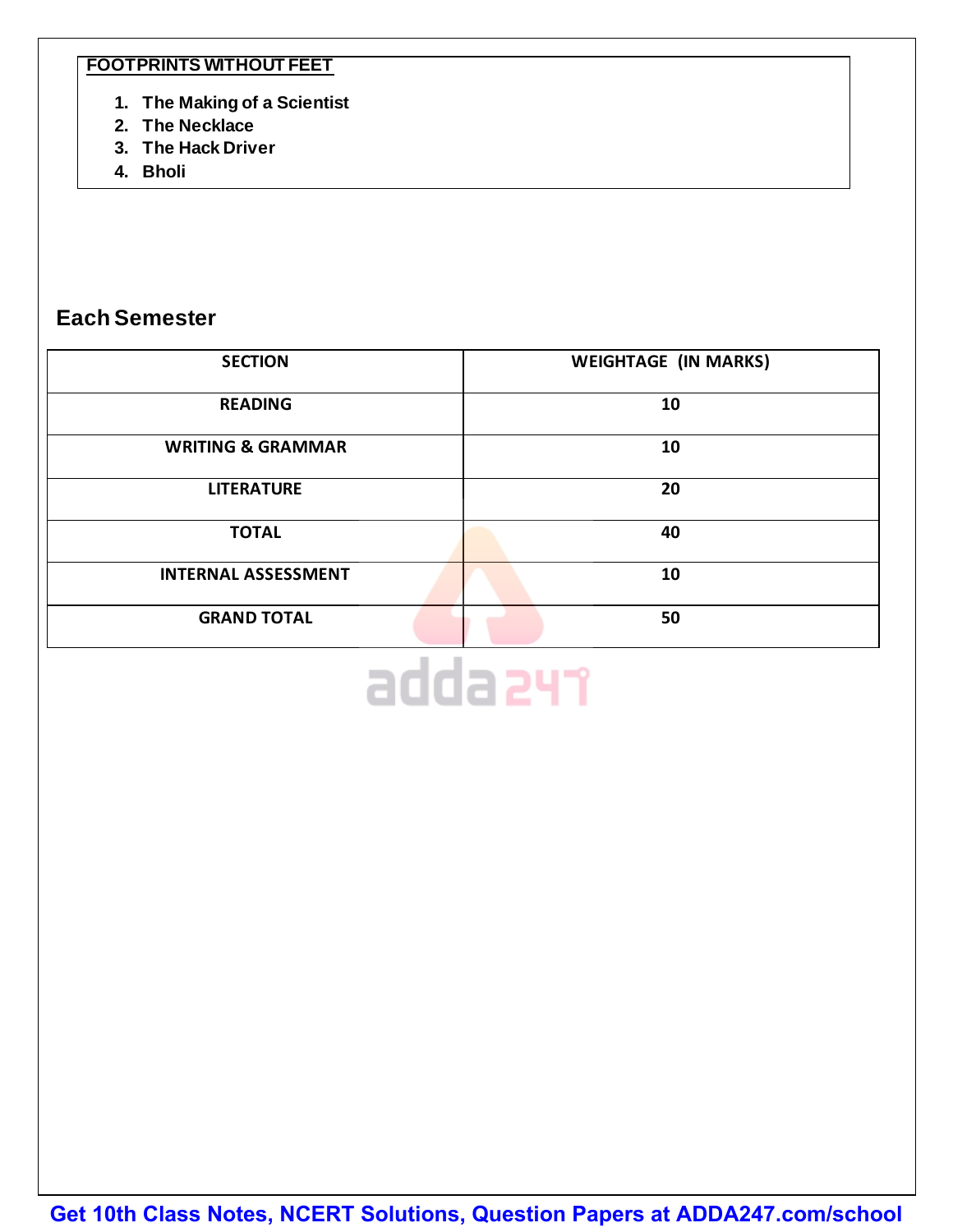**FOOTPRINTS WITHOUT FEET**

1. The Making of a Scientist
2. The Necklace
3. The Hack Driver
4. Bholi

## Each Semester

| SECTION | WEIGHTAGE (IN MARKS) |
|---|---|
| READING | 10 |
| WRITING & GRAMMAR | 10 |
| LITERATURE | 20 |
| TOTAL | 40 |
| INTERNAL ASSESSMENT | 10 |
| GRAND TOTAL | 50 |